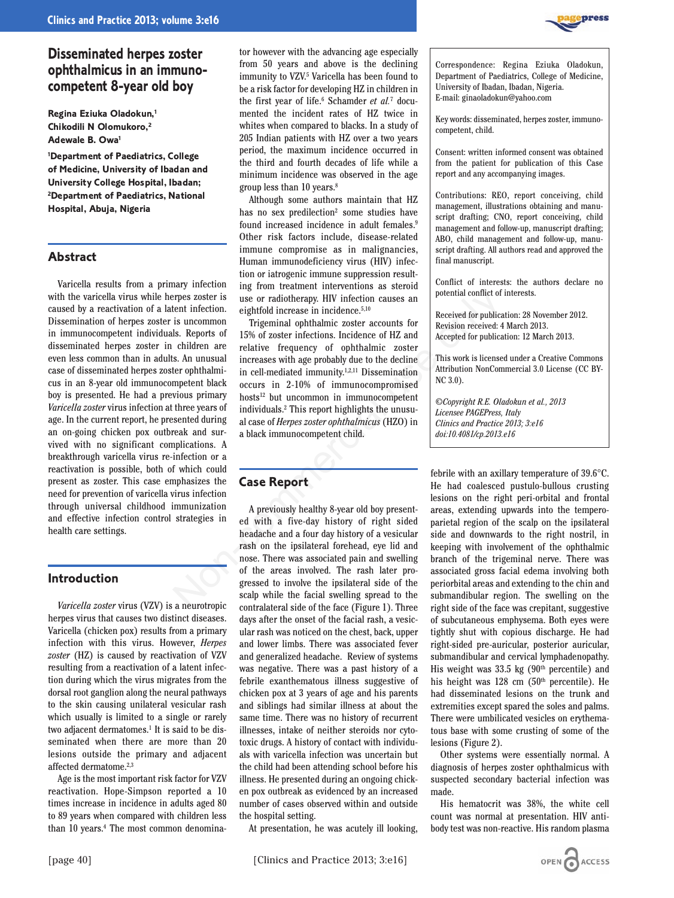# Disseminated herpes zoster ophthalmicus in an immunocompetent 8-year old boy

**Regina Eziuka Oladokun,[1] Chikodili N Olomukoro,[2] Adewale B. Owa[1]**

[1]Department of Paediatrics, College of Medicine, University of Ibadan and University College Hospital, Ibadan; [2]Department of Paediatrics, National Hospital, Abuja, Nigeria

## Abstract

Varicella results from a primary infection with the varicella virus while herpes zoster is caused by a reactivation of a latent infection. Dissemination of herpes zoster is uncommon in immunocompetent individuals. Reports of disseminated herpes zoster in children are even less common than in adults. An unusual case of disseminated herpes zoster ophthalmicus in an 8-year old immunocompetent black boy is presented. He had a previous primary *Varicella zoster* virus infection at three years of age. In the current report, he presented during an on-going chicken pox outbreak and survived with no significant complications. A breakthrough varicella virus re-infection or a reactivation is possible, both of which could present as zoster. This case emphasizes the need for prevention of varicella virus infection through universal childhood immunization and effective infection control strategies in health care settings.

## Introduction

*Varicella zoster* virus (VZV) is a neurotropic herpes virus that causes two distinct diseases. Varicella (chicken pox) results from a primary infection with this virus. However, *Herpes zoster* (HZ) is caused by reactivation of VZV resulting from a reactivation of a latent infection during which the virus migrates from the dorsal root ganglion along the neural pathways to the skin causing unilateral vesicular rash which usually is limited to a single or rarely two adjacent dermatomes.[1] It is said to be disseminated when there are more than 20 lesions outside the primary and adjacent affected dermatome.[2,3]

Age is the most important risk factor for VZV reactivation. Hope-Simpson reported a 10 times increase in incidence in adults aged 80 to 89 years when compared with children less than 10 years.[4] The most common denominator however with the advancing age especially from 50 years and above is the declining immunity to VZV.[5] Varicella has been found to be a risk factor for developing HZ in children in the first year of life.[6] Schamder *et al.*[7] documented the incident rates of HZ twice in whites when compared to blacks. In a study of 205 Indian patients with HZ over a two years period, the maximum incidence occurred in the third and fourth decades of life while a minimum incidence was observed in the age group less than 10 years.[8]

Although some authors maintain that HZ has no sex predilection[2] some studies have found increased incidence in adult females.[9] Other risk factors include, disease-related immune compromise as in malignancies, Human immunodeficiency virus (HIV) infection or iatrogenic immune suppression resulting from treatment interventions as steroid use or radiotherapy. HIV infection causes an eightfold increase in incidence.[5,10]

Trigeminal ophthalmic zoster accounts for 15% of zoster infections. Incidence of HZ and relative frequency of ophthalmic zoster increases with age probably due to the decline in cell-mediated immunity.[1,2,11] Dissemination occurs in 2-10% of immunocompromised hosts[12] but uncommon in immunocompetent individuals.[2] This report highlights the unusual case of *Herpes zoster ophthalmicus* (HZO) in a black immunocompetent child.

Correspondence: Regina Eziuka Oladokun, Department of Paediatrics, College of Medicine, University of Ibadan, Ibadan, Nigeria.
E-mail: ginaoladokun@yahoo.com

Key words: disseminated, herpes zoster, immunocompetent, child.

Consent: written informed consent was obtained from the patient for publication of this Case report and any accompanying images.

Contributions: REO, report conceiving, child management, illustrations obtaining and manuscript drafting; CNO, report conceiving, child management and follow-up, manuscript drafting; ABO, child management and follow-up, manuscript drafting. All authors read and approved the final manuscript.

Conflict of interests: the authors declare no potential conflict of interests.

Received for publication: 28 November 2012.
Revision received: 4 March 2013.
Accepted for publication: 12 March 2013.

This work is licensed under a Creative Commons Attribution NonCommercial 3.0 License (CC BY-NC 3.0).

*©Copyright R.E. Oladokun et al., 2013*
*Licensee PAGEPress, Italy*
*Clinics and Practice 2013; 3:e16*
*doi:10.4081/cp.2013.e16*

## Case Report

A previously healthy 8-year old boy presented with a five-day history of right sided headache and a four day history of a vesicular rash on the ipsilateral forehead, eye lid and nose. There was associated pain and swelling of the areas involved. The rash later progressed to involve the ipsilateral side of the scalp while the facial swelling spread to the contralateral side of the face (Figure 1). Three days after the onset of the facial rash, a vesicular rash was noticed on the chest, back, upper and lower limbs. There was associated fever and generalized headache. Review of systems was negative. There was a past history of a febrile exanthematous illness suggestive of chicken pox at 3 years of age and his parents and siblings had similar illness at about the same time. There was no history of recurrent illnesses, intake of neither steroids nor cytotoxic drugs. A history of contact with individuals with varicella infection was uncertain but the child had been attending school before his illness. He presented during an ongoing chicken pox outbreak as evidenced by an increased number of cases observed within and outside the hospital setting.

At presentation, he was acutely ill looking, febrile with an axillary temperature of 39.6°C. He had coalesced pustulo-bullous crusting lesions on the right peri-orbital and frontal areas, extending upwards into the temporo-parietal region of the scalp on the ipsilateral side and downwards to the right nostril, in keeping with involvement of the ophthalmic branch of the trigeminal nerve. There was associated gross facial edema involving both periorbital areas and extending to the chin and submandibular region. The swelling on the right side of the face was crepitant, suggestive of subcutaneous emphysema. Both eyes were tightly shut with copious discharge. He had right-sided pre-auricular, posterior auricular, submandibular and cervical lymphadenopathy. His weight was 33.5 kg (90th percentile) and his height was 128 cm (50th percentile). He had disseminated lesions on the trunk and extremities except spared the soles and palms. There were umbilicated vesicles on erythematous base with some crusting of some of the lesions (Figure 2).

Other systems were essentially normal. A diagnosis of herpes zoster ophthalmicus with suspected secondary bacterial infection was made.

His hematocrit was 38%, the white cell count was normal at presentation. HIV antibody test was non-reactive. His random plasma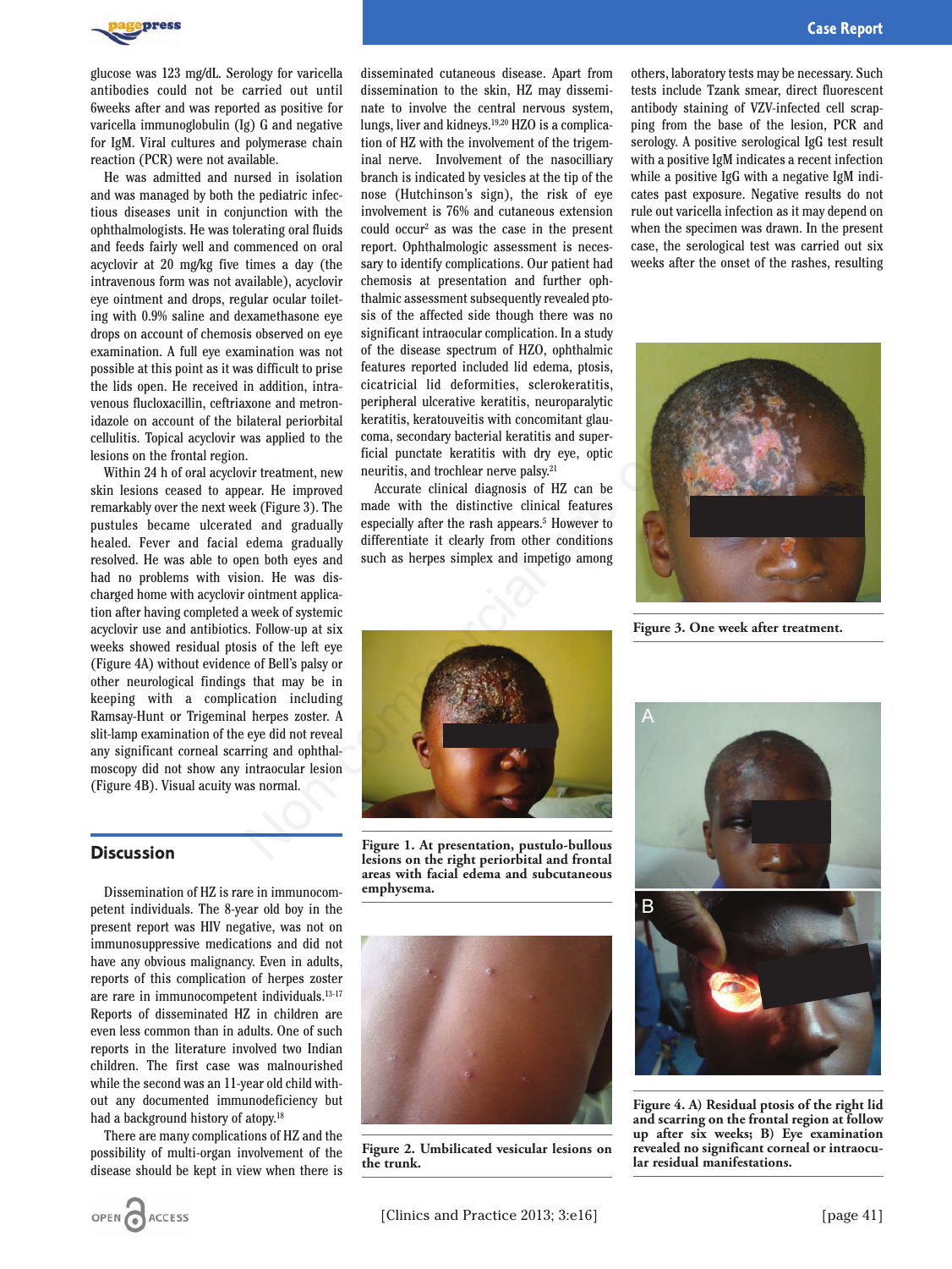glucose was 123 mg/dL. Serology for varicella antibodies could not be carried out until 6weeks after and was reported as positive for varicella immunoglobulin (Ig) G and negative for IgM. Viral cultures and polymerase chain reaction (PCR) were not available.

He was admitted and nursed in isolation and was managed by both the pediatric infectious diseases unit in conjunction with the ophthalmologists. He was tolerating oral fluids and feeds fairly well and commenced on oral acyclovir at 20 mg/kg five times a day (the intravenous form was not available), acyclovir eye ointment and drops, regular ocular toileting with 0.9% saline and dexamethasone eye drops on account of chemosis observed on eye examination. A full eye examination was not possible at this point as it was difficult to prise the lids open. He received in addition, intravenous flucloxacillin, ceftriaxone and metronidazole on account of the bilateral periorbital cellulitis. Topical acyclovir was applied to the lesions on the frontal region.

Within 24 h of oral acyclovir treatment, new skin lesions ceased to appear. He improved remarkably over the next week (Figure 3). The pustules became ulcerated and gradually healed. Fever and facial edema gradually resolved. He was able to open both eyes and had no problems with vision. He was discharged home with acyclovir ointment application after having completed a week of systemic acyclovir use and antibiotics. Follow-up at six weeks showed residual ptosis of the left eye (Figure 4A) without evidence of Bell's palsy or other neurological findings that may be in keeping with a complication including Ramsay-Hunt or Trigeminal herpes zoster. A slit-lamp examination of the eye did not reveal any significant corneal scarring and ophthalmoscopy did not show any intraocular lesion (Figure 4B). Visual acuity was normal.

## Discussion

Dissemination of HZ is rare in immunocompetent individuals. The 8-year old boy in the present report was HIV negative, was not on immunosuppressive medications and did not have any obvious malignancy. Even in adults, reports of this complication of herpes zoster are rare in immunocompetent individuals.[13-17] Reports of disseminated HZ in children are even less common than in adults. One of such reports in the literature involved two Indian children. The first case was malnourished while the second was an 11-year old child without any documented immunodeficiency but had a background history of atopy.[18]

There are many complications of HZ and the possibility of multi-organ involvement of the disease should be kept in view when there is disseminated cutaneous disease. Apart from dissemination to the skin, HZ may disseminate to involve the central nervous system, lungs, liver and kidneys.[19,20] HZO is a complication of HZ with the involvement of the trigeminal nerve. Involvement of the nasocilliary branch is indicated by vesicles at the tip of the nose (Hutchinson's sign), the risk of eye involvement is 76% and cutaneous extension could occur[2] as was the case in the present report. Ophthalmologic assessment is necessary to identify complications. Our patient had chemosis at presentation and further ophthalmic assessment subsequently revealed ptosis of the affected side though there was no significant intraocular complication. In a study of the disease spectrum of HZO, ophthalmic features reported included lid edema, ptosis, cicatricial lid deformities, sclerokeratitis, peripheral ulcerative keratitis, neuroparalytic keratitis, keratouveitis with concomitant glaucoma, secondary bacterial keratitis and superficial punctate keratitis with dry eye, optic neuritis, and trochlear nerve palsy.[21]

Accurate clinical diagnosis of HZ can be made with the distinctive clinical features especially after the rash appears.[5] However to differentiate it clearly from other conditions such as herpes simplex and impetigo among others, laboratory tests may be necessary. Such tests include Tzank smear, direct fluorescent antibody staining of VZV-infected cell scrapping from the base of the lesion, PCR and serology. A positive serological IgG test result with a positive IgM indicates a recent infection while a positive IgG with a negative IgM indicates past exposure. Negative results do not rule out varicella infection as it may depend on when the specimen was drawn. In the present case, the serological test was carried out six weeks after the onset of the rashes, resulting

Figure 1. At presentation, pustulo-bullous lesions on the right periorbital and frontal areas with facial edema and subcutaneous emphysema.

Figure 2. Umbilicated vesicular lesions on the trunk.

Figure 3. One week after treatment.

Figure 4. A) Residual ptosis of the right lid and scarring on the frontal region at follow up after six weeks; B) Eye examination revealed no significant corneal or intraocular residual manifestations.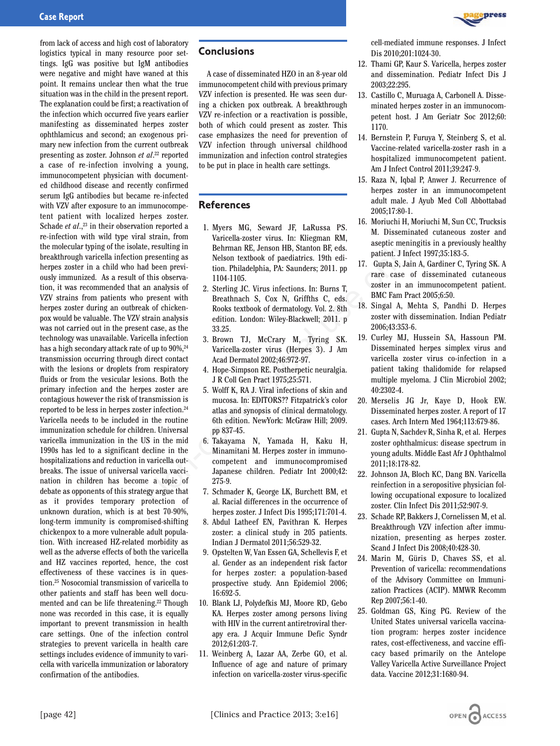from lack of access and high cost of laboratory logistics typical in many resource poor settings. IgG was positive but IgM antibodies were negative and might have waned at this point. It remains unclear then what the true situation was in the child in the present report. The explanation could be first; a reactivation of the infection which occurred five years earlier manifesting as disseminated herpes zoster ophthlamicus and second; an exogenous primary new infection from the current outbreak presenting as zoster. Johnson *et al.*[22] reported a case of re-infection involving a young, immunocompetent physician with documented childhood disease and recently confirmed serum IgG antibodies but became re-infected with VZV after exposure to an immunocompetent patient with localized herpes zoster. Schade *et al.*,[23] in their observation reported a re-infection with wild type viral strain, from the molecular typing of the isolate, resulting in breakthrough varicella infection presenting as herpes zoster in a child who had been previously immunized. As a result of this observation, it was recommended that an analysis of VZV strains from patients who present with herpes zoster during an outbreak of chickenpox would be valuable. The VZV strain analysis was not carried out in the present case, as the technology was unavailable. Varicella infection has a high secondary attack rate of up to 90%,[24] transmission occurring through direct contact with the lesions or droplets from respiratory fluids or from the vesicular lesions. Both the primary infection and the herpes zoster are contagious however the risk of transmission is reported to be less in herpes zoster infection.[24] Varicella needs to be included in the routine immunization schedule for children. Universal varicella immunization in the US in the mid 1990s has led to a significant decline in the hospitalizations and reduction in varicella outbreaks. The issue of universal varicella vaccination in children has become a topic of debate as opponents of this strategy argue that as it provides temporary protection of unknown duration, which is at best 70-90%, long-term immunity is compromised-shifting chickenpox to a more vulnerable adult population. With increased HZ-related morbidity as well as the adverse effects of both the varicella and HZ vaccines reported, hence, the cost effectiveness of these vaccines is in question.[25] Nosocomial transmission of varicella to other patients and staff has been well documented and can be life threatening.[22] Though none was recorded in this case, it is equally important to prevent transmission in health care settings. One of the infection control strategies to prevent varicella in health care settings includes evidence of immunity to varicella with varicella immunization or laboratory confirmation of the antibodies.

## Conclusions

A case of disseminated HZO in an 8-year old immunocompetent child with previous primary VZV infection is presented. He was seen during a chicken pox outbreak. A breakthrough VZV re-infection or a reactivation is possible, both of which could present as zoster. This case emphasizes the need for prevention of VZV infection through universal childhood immunization and infection control strategies to be put in place in health care settings.

## References

1. Myers MG, Seward JF, LaRussa PS. Varicella-zoster virus. In: Kliegman RM, Behrman RE, Jenson HB, Stanton BF, eds. Nelson textbook of paediatrics. 19th edition. Philadelphia, PA: Saunders; 2011. pp 1104-1105.
2. Sterling JC. Virus infections. In: Burns T, Breathnach S, Cox N, Griffths C, eds. Rooks textbook of dermatology. Vol. 2. 8th edition. London: Wiley-Blackwell; 2011. p 33.25.
3. Brown TJ, McCrary M, Tyring SK. Varicella-zoster virus (Herpes 3). J Am Acad Dermatol 2002;46:972-97.
4. Hope-Simpson RE. Postherpetic neuralgia. J R Coll Gen Pract 1975;25:571.
5. Wolff K, RA J. Viral infections of skin and mucosa. In: EDITORS?? Fitzpatrick's color atlas and synopsis of clinical dermatology. 6th edition. NewYork: McGraw Hill; 2009. pp 837-45.
6. Takayama N, Yamada H, Kaku H, Minamitani M. Herpes zoster in immunocompetent and immunocompromised Japanese children. Pediatr Int 2000;42:275-9.
7. Schmader K, George LK, Burchett BM, et al. Racial differences in the occurrence of herpes zoster. J Infect Dis 1995;171:701-4.
8. Abdul Latheef EN, Pavithran K. Herpes zoster: a clinical study in 205 patients. Indian J Dermatol 2011;56:529-32.
9. Opstelten W, Van Essen GA, Schellevis F, et al. Gender as an independent risk factor for herpes zoster: a population-based prospective study. Ann Epidemiol 2006;16:692-5.
10. Blank LJ, Polydefkis MJ, Moore RD, Gebo KA. Herpes zoster among persons living with HIV in the current antiretroviral therapy era. J Acquir Immune Defic Syndr 2012;61:203-7.
11. Weinberg A, Lazar AA, Zerbe GO, et al. Influence of age and nature of primary infection on varicella-zoster virus-specific cell-mediated immune responses. J Infect Dis 2010;201:1024-30.
12. Thami GP, Kaur S. Varicella, herpes zoster and dissemination. Pediatr Infect Dis J 2003;22:295.
13. Castillo C, Muruaga A, Carbonell A. Disseminated herpes zoster in an immunocompetent host. J Am Geriatr Soc 2012;60:1170.
14. Bernstein P, Furuya Y, Steinberg S, et al. Vaccine-related varicella-zoster rash in a hospitalized immunocompetent patient. Am J Infect Control 2011;39:247-9.
15. Raza N, Iqbal P, Anwer J. Recurrence of herpes zoster in an immunocompetent adult male. J Ayub Med Coll Abbottabad 2005;17:80-1.
16. Moriuchi H, Moriuchi M, Sun CC, Trucksis M. Disseminated cutaneous zoster and aseptic meningitis in a previously healthy patient. J Infect 1997;35:183-5.
17. Gupta S, Jain A, Gardiner C, Tyring SK. A rare case of disseminated cutaneous zoster in an immunocompetent patient. BMC Fam Pract 2005;6:50.
18. Singal A, Mehta S, Pandhi D. Herpes zoster with dissemination. Indian Pediatr 2006;43:353-6.
19. Curley MJ, Hussein SA, Hassoun PM. Disseminated herpes simplex virus and varicella zoster virus co-infection in a patient taking thalidomide for relapsed multiple myeloma. J Clin Microbiol 2002;40:2302-4.
20. Merselis JG Jr, Kaye D, Hook EW. Disseminated herpes zoster. A report of 17 cases. Arch Intern Med 1964;113:679-86.
21. Gupta N, Sachdev R, Sinha R, et al. Herpes zoster ophthalmicus: disease spectrum in young adults. Middle East Afr J Ophthalmol 2011;18:178-82.
22. Johnson JA, Bloch KC, Dang BN. Varicella reinfection in a seropositive physician following occupational exposure to localized zoster. Clin Infect Dis 2011;52:907-9.
23. Schade RP, Bakkers J, Cornelissen M, et al. Breakthrough VZV infection after immunization, presenting as herpes zoster. Scand J Infect Dis 2008;40:428-30.
24. Marin M, Güris D, Chaves SS, et al. Prevention of varicella: recommendations of the Advisory Committee on Immunization Practices (ACIP). MMWR Recomm Rep 2007;56:1-40.
25. Goldman GS, King PG. Review of the United States universal varicella vaccination program: herpes zoster incidence rates, cost-effectiveness, and vaccine efficacy based primarily on the Antelope Valley Varicella Active Surveillance Project data. Vaccine 2012;31:1680-94.